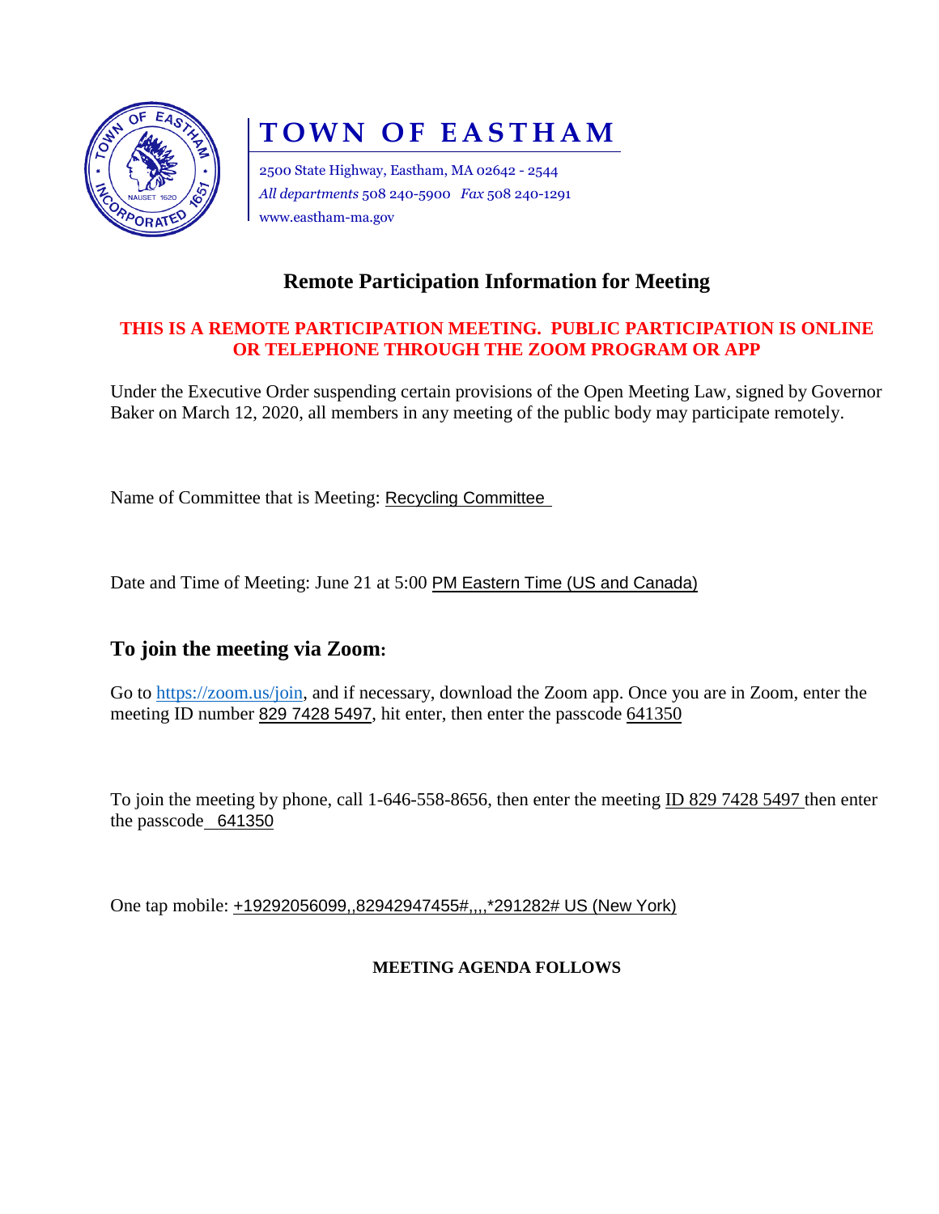# TOWN OF EASTHAM

2500 State Highway, Eastham, MA 02642 - 2544
*All departments* 508 240-5900 *Fax* 508 240-1291
www.eastham-ma.gov

## Remote Participation Information for Meeting

**THIS IS A REMOTE PARTICIPATION MEETING. PUBLIC PARTICIPATION IS ONLINE OR TELEPHONE THROUGH THE ZOOM PROGRAM OR APP**

Under the Executive Order suspending certain provisions of the Open Meeting Law, signed by Governor Baker on March 12, 2020, all members in any meeting of the public body may participate remotely.

Name of Committee that is Meeting: Recycling Committee

Date and Time of Meeting: June 21 at 5:00 PM Eastern Time (US and Canada)

## To join the meeting via Zoom:

Go to https://zoom.us/join, and if necessary, download the Zoom app. Once you are in Zoom, enter the meeting ID number 829 7428 5497, hit enter, then enter the passcode 641350

To join the meeting by phone, call 1-646-558-8656, then enter the meeting ID 829 7428 5497 then enter the passcode 641350

One tap mobile: +19292056099,,82942947455#,,,,*291282# US (New York)

**MEETING AGENDA FOLLOWS**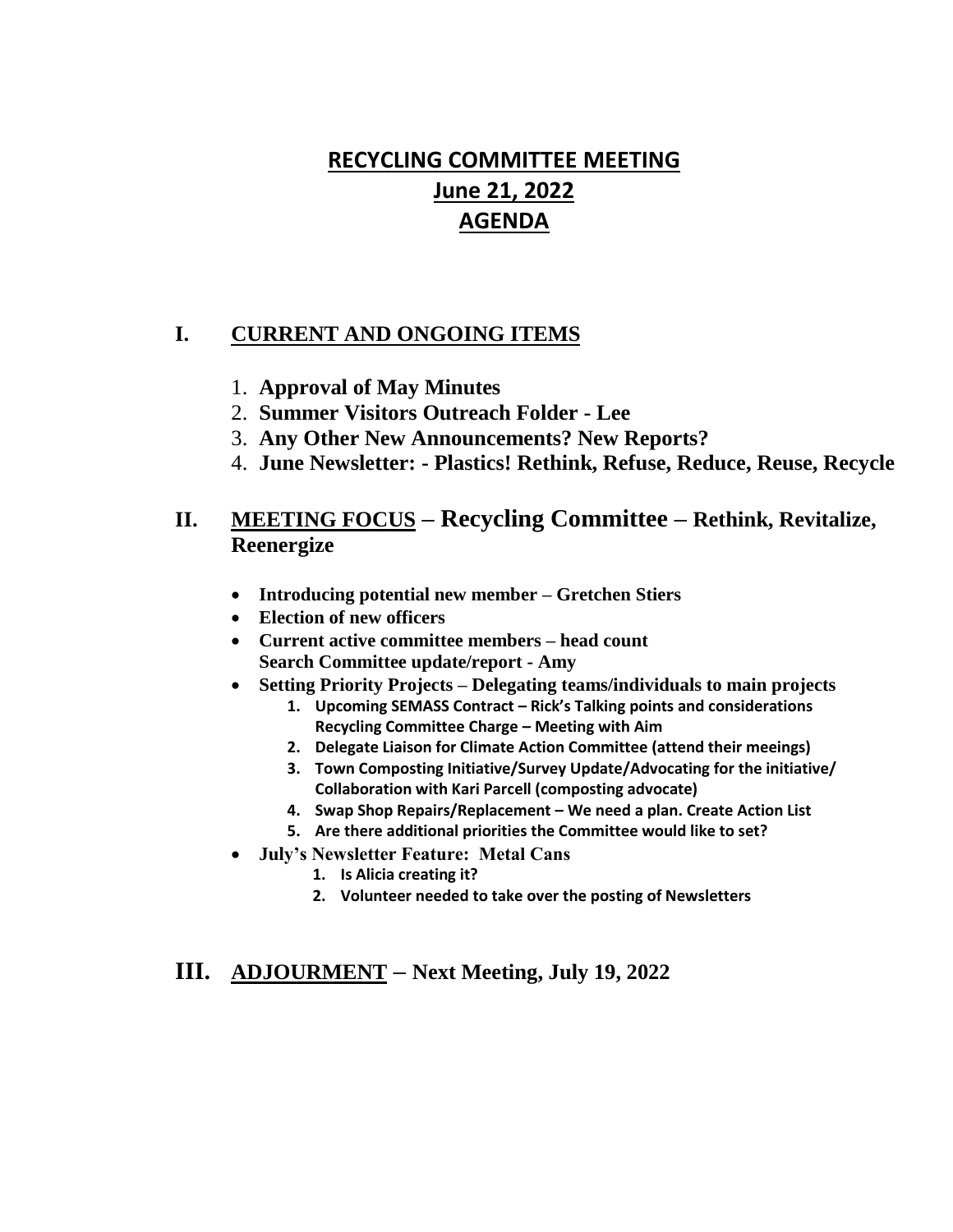# RECYCLING COMMITTEE MEETING
# June 21, 2022
# AGENDA

## I. CURRENT AND ONGOING ITEMS

1. **Approval of May Minutes**
2. **Summer Visitors Outreach Folder - Lee**
3. **Any Other New Announcements? New Reports?**
4. **June Newsletter: - Plastics! Rethink, Refuse, Reduce, Reuse, Recycle**

## II. MEETING FOCUS – Recycling Committee – Rethink, Revitalize, Reenergize

- **Introducing potential new member – Gretchen Stiers**
- **Election of new officers**
- **Current active committee members – head count**
  **Search Committee update/report - Amy**
- **Setting Priority Projects – Delegating teams/individuals to main projects**
  1. **Upcoming SEMASS Contract – Rick's Talking points and considerations**
     **Recycling Committee Charge – Meeting with Aim**
  2. **Delegate Liaison for Climate Action Committee (attend their meeings)**
  3. **Town Composting Initiative/Survey Update/Advocating for the initiative/ Collaboration with Kari Parcell (composting advocate)**
  4. **Swap Shop Repairs/Replacement – We need a plan. Create Action List**
  5. **Are there additional priorities the Committee would like to set?**
- **July's Newsletter Feature: Metal Cans**
  1. **Is Alicia creating it?**
  2. **Volunteer needed to take over the posting of Newsletters**

## III. ADJOURMENT – Next Meeting, July 19, 2022